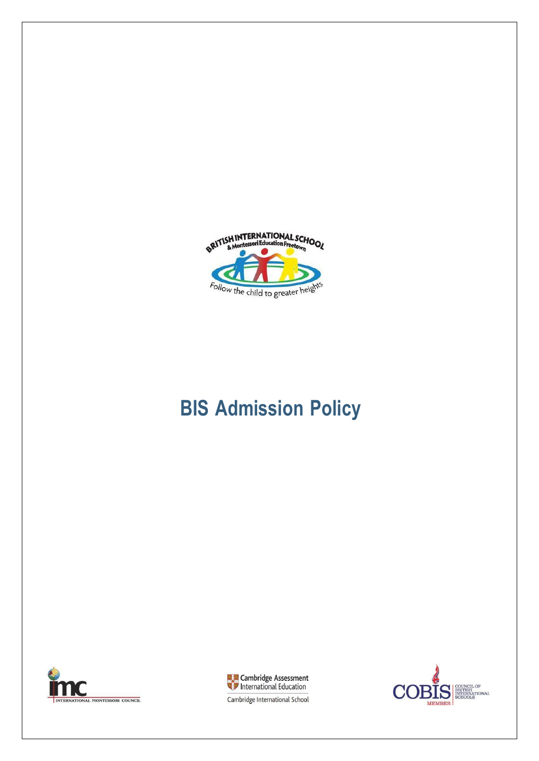BRITISH INTERNATIONAL SCHOOL
& Montessori Education Freetown

Follow the child to greater heights

# BIS Admission Policy

INTERNATIONAL MONTESSORI COUNCIL

Cambridge Assessment International Education
Cambridge International School

COBIS MEMBER
COUNCIL OF BRITISH INTERNATIONAL SCHOOLS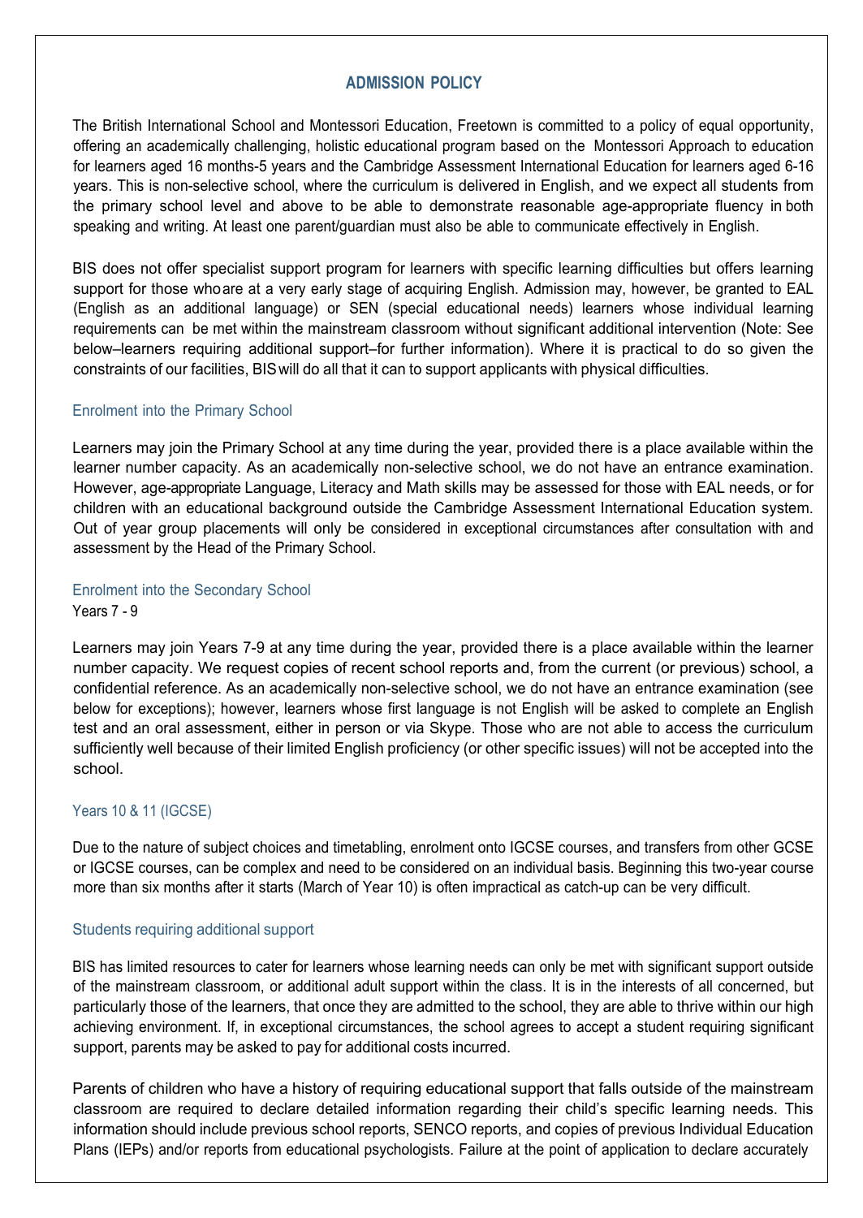# ADMISSION POLICY

The British International School and Montessori Education, Freetown is committed to a policy of equal opportunity, offering an academically challenging, holistic educational program based on the Montessori Approach to education for learners aged 16 months-5 years and the Cambridge Assessment International Education for learners aged 6-16 years. This is non-selective school, where the curriculum is delivered in English, and we expect all students from the primary school level and above to be able to demonstrate reasonable age-appropriate fluency in both speaking and writing. At least one parent/guardian must also be able to communicate effectively in English.

BIS does not offer specialist support program for learners with specific learning difficulties but offers learning support for those who are at a very early stage of acquiring English. Admission may, however, be granted to EAL (English as an additional language) or SEN (special educational needs) learners whose individual learning requirements can be met within the mainstream classroom without significant additional intervention (Note: See below–learners requiring additional support–for further information). Where it is practical to do so given the constraints of our facilities, BIS will do all that it can to support applicants with physical difficulties.

## Enrolment into the Primary School

Learners may join the Primary School at any time during the year, provided there is a place available within the learner number capacity. As an academically non-selective school, we do not have an entrance examination. However, age-appropriate Language, Literacy and Math skills may be assessed for those with EAL needs, or for children with an educational background outside the Cambridge Assessment International Education system. Out of year group placements will only be considered in exceptional circumstances after consultation with and assessment by the Head of the Primary School.

## Enrolment into the Secondary School

### Years 7 - 9

Learners may join Years 7-9 at any time during the year, provided there is a place available within the learner number capacity. We request copies of recent school reports and, from the current (or previous) school, a confidential reference. As an academically non-selective school, we do not have an entrance examination (see below for exceptions); however, learners whose first language is not English will be asked to complete an English test and an oral assessment, either in person or via Skype. Those who are not able to access the curriculum sufficiently well because of their limited English proficiency (or other specific issues) will not be accepted into the school.

### Years 10 & 11 (IGCSE)

Due to the nature of subject choices and timetabling, enrolment onto IGCSE courses, and transfers from other GCSE or IGCSE courses, can be complex and need to be considered on an individual basis. Beginning this two-year course more than six months after it starts (March of Year 10) is often impractical as catch-up can be very difficult.

## Students requiring additional support

BIS has limited resources to cater for learners whose learning needs can only be met with significant support outside of the mainstream classroom, or additional adult support within the class. It is in the interests of all concerned, but particularly those of the learners, that once they are admitted to the school, they are able to thrive within our high achieving environment. If, in exceptional circumstances, the school agrees to accept a student requiring significant support, parents may be asked to pay for additional costs incurred.

Parents of children who have a history of requiring educational support that falls outside of the mainstream classroom are required to declare detailed information regarding their child's specific learning needs. This information should include previous school reports, SENCO reports, and copies of previous Individual Education Plans (IEPs) and/or reports from educational psychologists. Failure at the point of application to declare accurately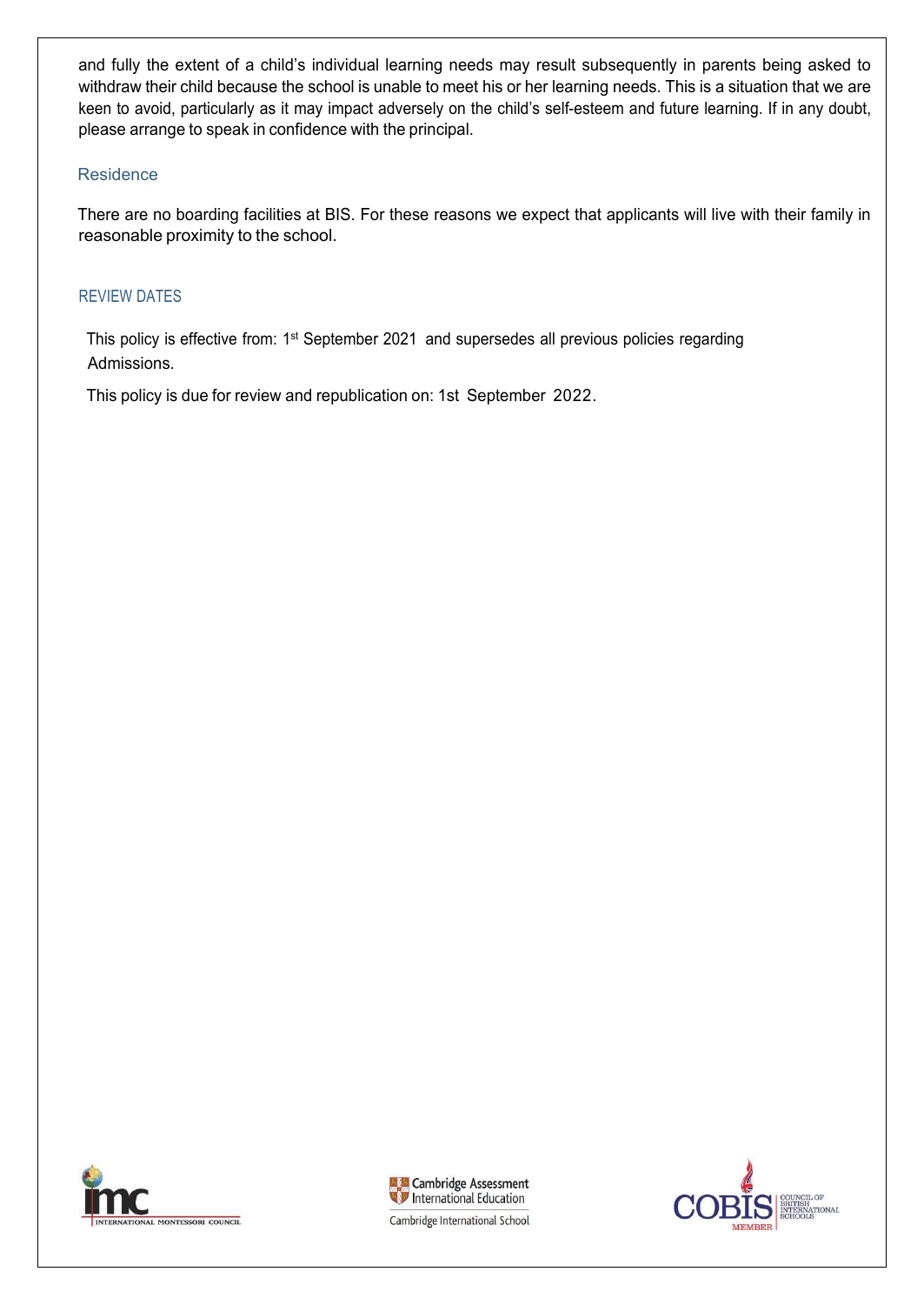and fully the extent of a child's individual learning needs may result subsequently in parents being asked to withdraw their child because the school is unable to meet his or her learning needs. This is a situation that we are keen to avoid, particularly as it may impact adversely on the child's self-esteem and future learning. If in any doubt, please arrange to speak in confidence with the principal.

### Residence

There are no boarding facilities at BIS. For these reasons we expect that applicants will live with their family in reasonable proximity to the school.

## REVIEW DATES

This policy is effective from: 1st September 2021 and supersedes all previous policies regarding Admissions.

This policy is due for review and republication on: 1st September 2022.